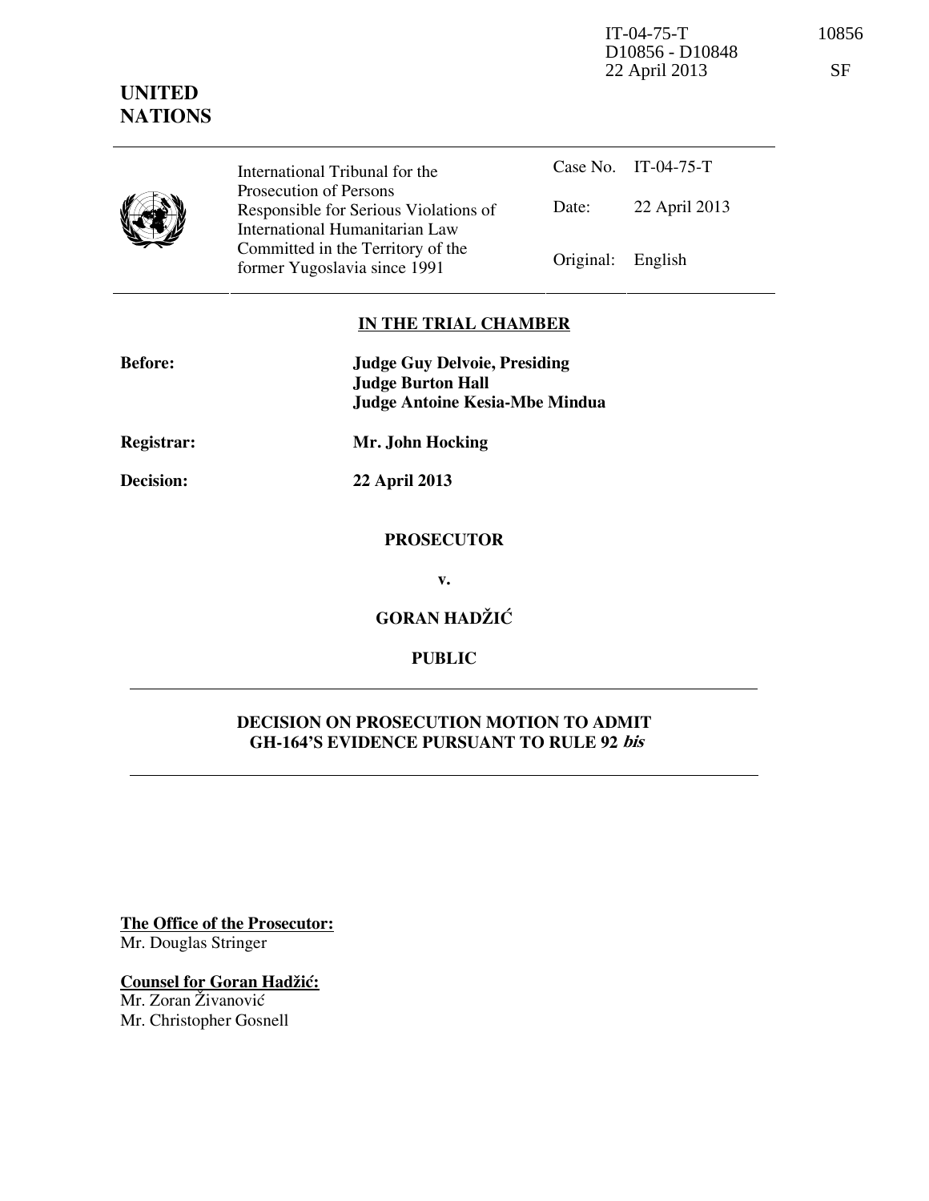IT-04-75-T 10856
D10856 - D10848
22 April 2013 SF

**UNITED NATIONS**

| International Tribunal for the Prosecution of Persons Responsible for Serious Violations of International Humanitarian Law Committed in the Territory of the former Yugoslavia since 1991 | Case No. | IT-04-75-T |
|---|---|---|
| | Date: | 22 April 2013 |
| | Original: | English |

**IN THE TRIAL CHAMBER**

**Before:** **Judge Guy Delvoie, Presiding**
**Judge Burton Hall**
**Judge Antoine Kesia-Mbe Mindua**

**Registrar:** **Mr. John Hocking**

**Decision:** **22 April 2013**

**PROSECUTOR**

**v.**

**GORAN HADŽIĆ**

**PUBLIC**

## DECISION ON PROSECUTION MOTION TO ADMIT GH-164'S EVIDENCE PURSUANT TO RULE 92 *bis*

**The Office of the Prosecutor:**
Mr. Douglas Stringer

**Counsel for Goran Hadžić:**
Mr. Zoran Živanović
Mr. Christopher Gosnell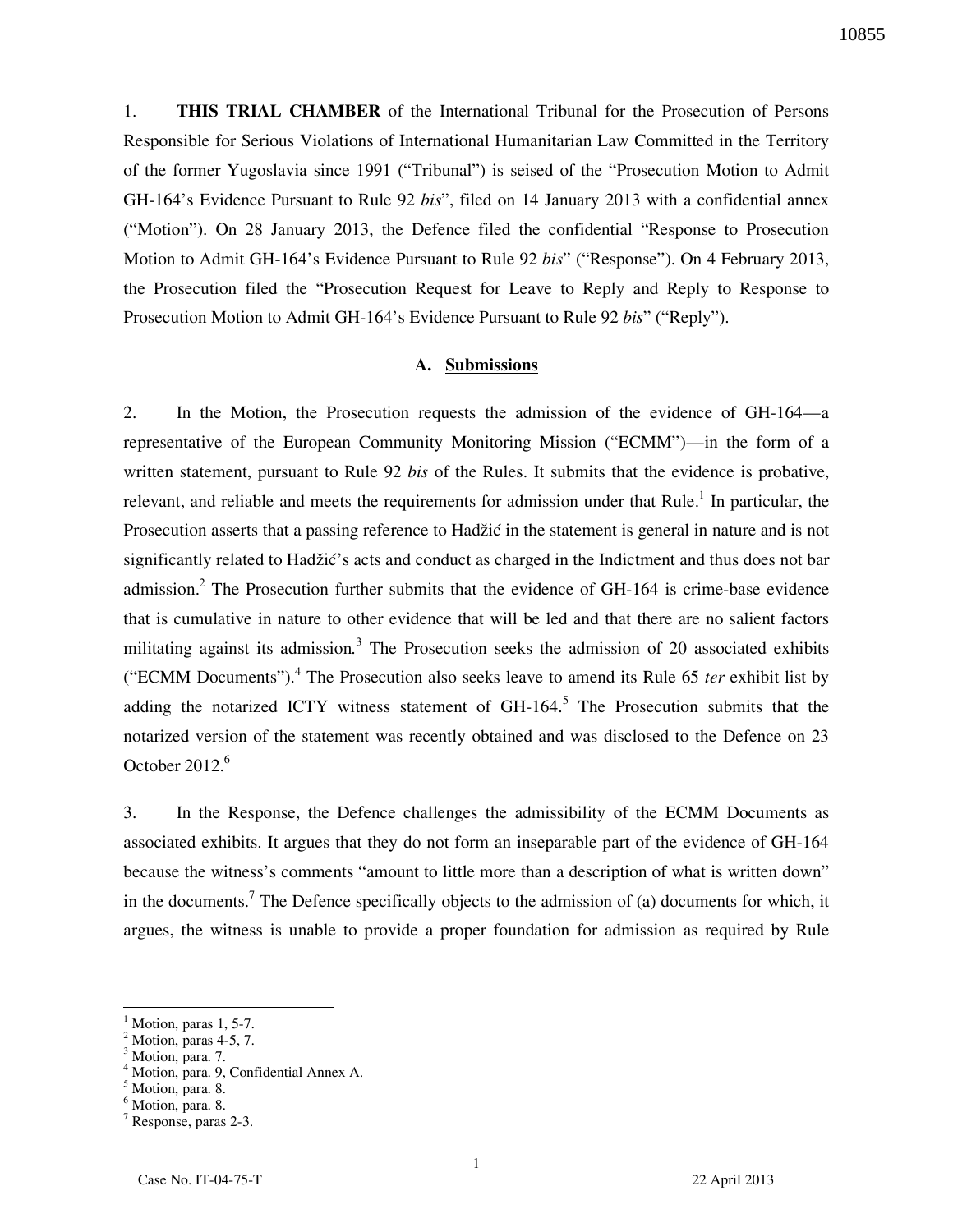1. **THIS TRIAL CHAMBER** of the International Tribunal for the Prosecution of Persons Responsible for Serious Violations of International Humanitarian Law Committed in the Territory of the former Yugoslavia since 1991 ("Tribunal") is seised of the "Prosecution Motion to Admit GH-164's Evidence Pursuant to Rule 92 *bis*", filed on 14 January 2013 with a confidential annex ("Motion"). On 28 January 2013, the Defence filed the confidential "Response to Prosecution Motion to Admit GH-164's Evidence Pursuant to Rule 92 *bis*" ("Response"). On 4 February 2013, the Prosecution filed the "Prosecution Request for Leave to Reply and Reply to Response to Prosecution Motion to Admit GH-164's Evidence Pursuant to Rule 92 *bis*" ("Reply").

### A. Submissions

2. In the Motion, the Prosecution requests the admission of the evidence of GH-164—a representative of the European Community Monitoring Mission ("ECMM")—in the form of a written statement, pursuant to Rule 92 *bis* of the Rules. It submits that the evidence is probative, relevant, and reliable and meets the requirements for admission under that Rule.[1] In particular, the Prosecution asserts that a passing reference to Hadžić in the statement is general in nature and is not significantly related to Hadžić's acts and conduct as charged in the Indictment and thus does not bar admission.[2] The Prosecution further submits that the evidence of GH-164 is crime-base evidence that is cumulative in nature to other evidence that will be led and that there are no salient factors militating against its admission.[3] The Prosecution seeks the admission of 20 associated exhibits ("ECMM Documents").[4] The Prosecution also seeks leave to amend its Rule 65 *ter* exhibit list by adding the notarized ICTY witness statement of GH-164.[5] The Prosecution submits that the notarized version of the statement was recently obtained and was disclosed to the Defence on 23 October 2012.[6]

3. In the Response, the Defence challenges the admissibility of the ECMM Documents as associated exhibits. It argues that they do not form an inseparable part of the evidence of GH-164 because the witness's comments "amount to little more than a description of what is written down" in the documents.[7] The Defence specifically objects to the admission of (a) documents for which, it argues, the witness is unable to provide a proper foundation for admission as required by Rule

---

[1] Motion, paras 1, 5-7.
[2] Motion, paras 4-5, 7.
[3] Motion, para. 7.
[4] Motion, para. 9, Confidential Annex A.
[5] Motion, para. 8.
[6] Motion, para. 8.
[7] Response, paras 2-3.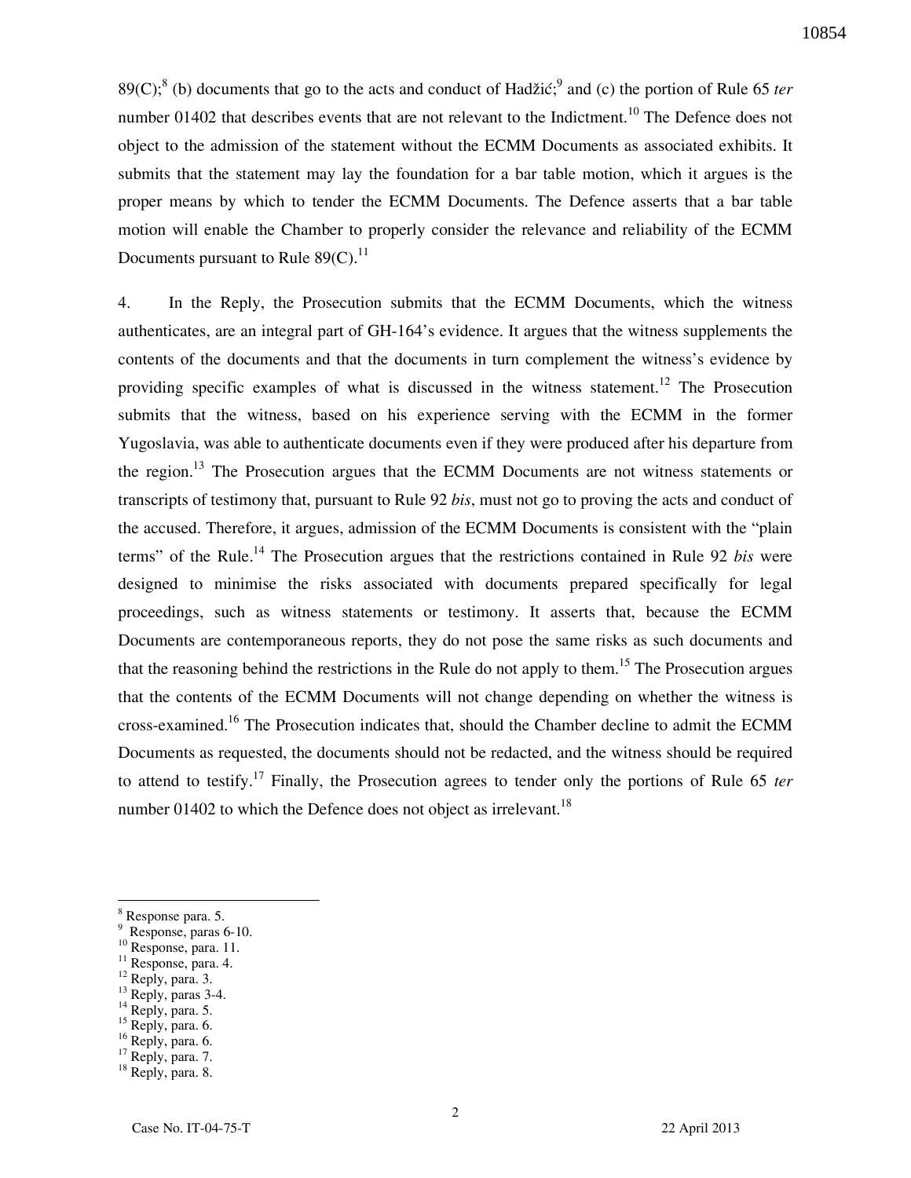89(C);[8] (b) documents that go to the acts and conduct of Hadžić;[9] and (c) the portion of Rule 65 *ter* number 01402 that describes events that are not relevant to the Indictment.[10] The Defence does not object to the admission of the statement without the ECMM Documents as associated exhibits. It submits that the statement may lay the foundation for a bar table motion, which it argues is the proper means by which to tender the ECMM Documents. The Defence asserts that a bar table motion will enable the Chamber to properly consider the relevance and reliability of the ECMM Documents pursuant to Rule 89(C).[11]

4. In the Reply, the Prosecution submits that the ECMM Documents, which the witness authenticates, are an integral part of GH-164's evidence. It argues that the witness supplements the contents of the documents and that the documents in turn complement the witness's evidence by providing specific examples of what is discussed in the witness statement.[12] The Prosecution submits that the witness, based on his experience serving with the ECMM in the former Yugoslavia, was able to authenticate documents even if they were produced after his departure from the region.[13] The Prosecution argues that the ECMM Documents are not witness statements or transcripts of testimony that, pursuant to Rule 92 *bis*, must not go to proving the acts and conduct of the accused. Therefore, it argues, admission of the ECMM Documents is consistent with the "plain terms" of the Rule.[14] The Prosecution argues that the restrictions contained in Rule 92 *bis* were designed to minimise the risks associated with documents prepared specifically for legal proceedings, such as witness statements or testimony. It asserts that, because the ECMM Documents are contemporaneous reports, they do not pose the same risks as such documents and that the reasoning behind the restrictions in the Rule do not apply to them.[15] The Prosecution argues that the contents of the ECMM Documents will not change depending on whether the witness is cross-examined.[16] The Prosecution indicates that, should the Chamber decline to admit the ECMM Documents as requested, the documents should not be redacted, and the witness should be required to attend to testify.[17] Finally, the Prosecution agrees to tender only the portions of Rule 65 *ter* number 01402 to which the Defence does not object as irrelevant.[18]

---

[8] Response para. 5.
[9] Response, paras 6-10.
[10] Response, para. 11.
[11] Response, para. 4.
[12] Reply, para. 3.
[13] Reply, paras 3-4.
[14] Reply, para. 5.
[15] Reply, para. 6.
[16] Reply, para. 6.
[17] Reply, para. 7.
[18] Reply, para. 8.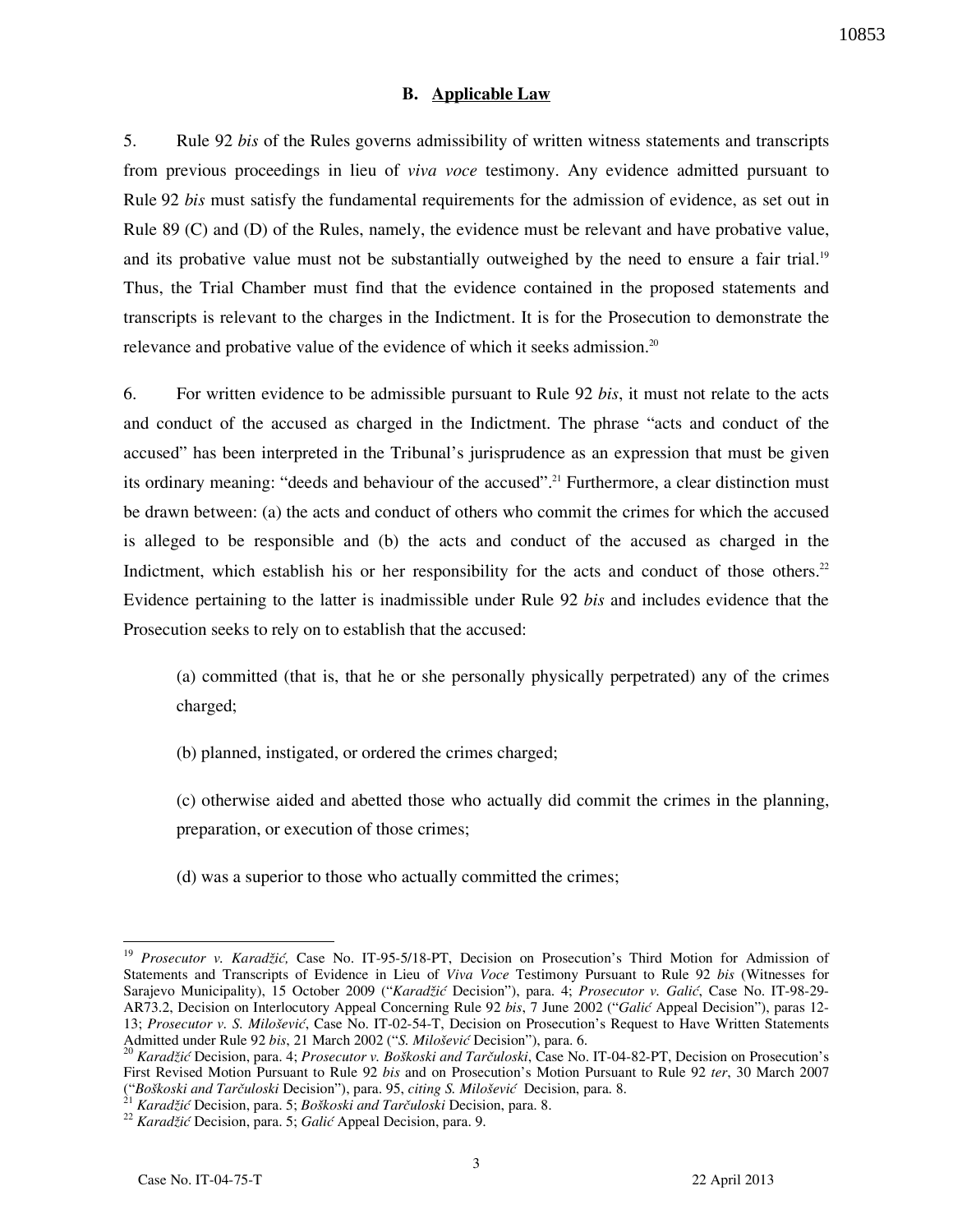## B. Applicable Law

5. Rule 92 *bis* of the Rules governs admissibility of written witness statements and transcripts from previous proceedings in lieu of *viva voce* testimony. Any evidence admitted pursuant to Rule 92 *bis* must satisfy the fundamental requirements for the admission of evidence, as set out in Rule 89 (C) and (D) of the Rules, namely, the evidence must be relevant and have probative value, and its probative value must not be substantially outweighed by the need to ensure a fair trial.[19] Thus, the Trial Chamber must find that the evidence contained in the proposed statements and transcripts is relevant to the charges in the Indictment. It is for the Prosecution to demonstrate the relevance and probative value of the evidence of which it seeks admission.[20]

6. For written evidence to be admissible pursuant to Rule 92 *bis*, it must not relate to the acts and conduct of the accused as charged in the Indictment. The phrase "acts and conduct of the accused" has been interpreted in the Tribunal's jurisprudence as an expression that must be given its ordinary meaning: "deeds and behaviour of the accused".[21] Furthermore, a clear distinction must be drawn between: (a) the acts and conduct of others who commit the crimes for which the accused is alleged to be responsible and (b) the acts and conduct of the accused as charged in the Indictment, which establish his or her responsibility for the acts and conduct of those others.[22] Evidence pertaining to the latter is inadmissible under Rule 92 *bis* and includes evidence that the Prosecution seeks to rely on to establish that the accused:

> (a) committed (that is, that he or she personally physically perpetrated) any of the crimes charged;
>
> (b) planned, instigated, or ordered the crimes charged;
>
> (c) otherwise aided and abetted those who actually did commit the crimes in the planning, preparation, or execution of those crimes;
>
> (d) was a superior to those who actually committed the crimes;

---

[19] *Prosecutor v. Karadžić,* Case No. IT-95-5/18-PT, Decision on Prosecution's Third Motion for Admission of Statements and Transcripts of Evidence in Lieu of *Viva Voce* Testimony Pursuant to Rule 92 *bis* (Witnesses for Sarajevo Municipality), 15 October 2009 ("*Karadžić* Decision"), para. 4; *Prosecutor v. Galić*, Case No. IT-98-29-AR73.2, Decision on Interlocutory Appeal Concerning Rule 92 *bis*, 7 June 2002 ("*Galić* Appeal Decision"), paras 12-13; *Prosecutor v. S. Milošević*, Case No. IT-02-54-T, Decision on Prosecution's Request to Have Written Statements Admitted under Rule 92 *bis*, 21 March 2002 ("*S. Milošević* Decision"), para. 6.

[20] *Karadžić* Decision, para. 4; *Prosecutor v. Boškoski and Tarčuloski*, Case No. IT-04-82-PT, Decision on Prosecution's First Revised Motion Pursuant to Rule 92 *bis* and on Prosecution's Motion Pursuant to Rule 92 *ter*, 30 March 2007 ("*Boškoski and Tarčuloski* Decision"), para. 95, *citing S. Milošević* Decision, para. 8.

[21] *Karadžić* Decision, para. 5; *Boškoski and Tarčuloski* Decision, para. 8.

[22] *Karadžić* Decision, para. 5; *Galić* Appeal Decision, para. 9.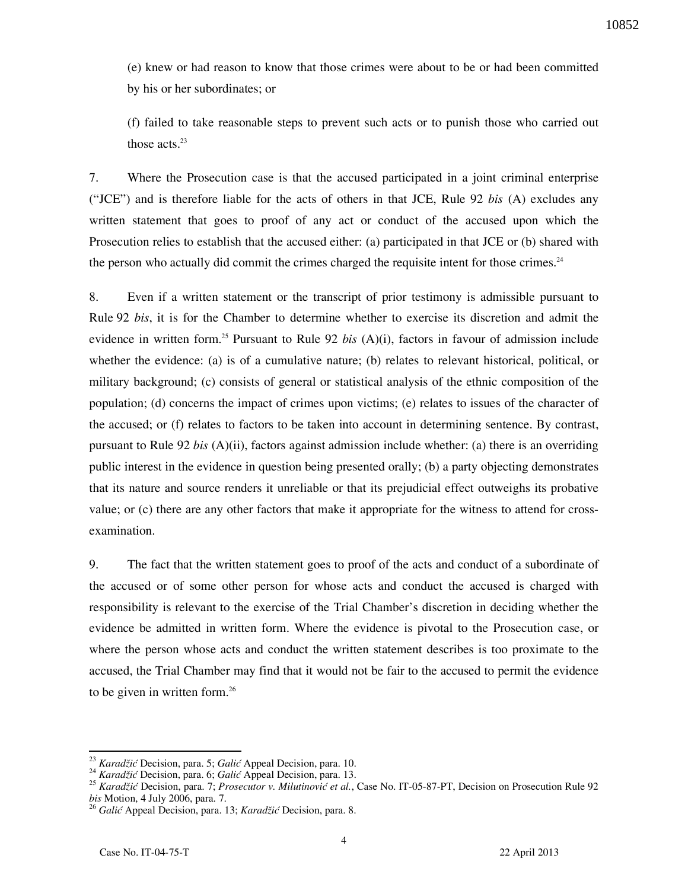(e) knew or had reason to know that those crimes were about to be or had been committed by his or her subordinates; or

(f) failed to take reasonable steps to prevent such acts or to punish those who carried out those acts.[23]

7. Where the Prosecution case is that the accused participated in a joint criminal enterprise ("JCE") and is therefore liable for the acts of others in that JCE, Rule 92 *bis* (A) excludes any written statement that goes to proof of any act or conduct of the accused upon which the Prosecution relies to establish that the accused either: (a) participated in that JCE or (b) shared with the person who actually did commit the crimes charged the requisite intent for those crimes.[24]

8. Even if a written statement or the transcript of prior testimony is admissible pursuant to Rule 92 *bis*, it is for the Chamber to determine whether to exercise its discretion and admit the evidence in written form.[25] Pursuant to Rule 92 *bis* (A)(i), factors in favour of admission include whether the evidence: (a) is of a cumulative nature; (b) relates to relevant historical, political, or military background; (c) consists of general or statistical analysis of the ethnic composition of the population; (d) concerns the impact of crimes upon victims; (e) relates to issues of the character of the accused; or (f) relates to factors to be taken into account in determining sentence. By contrast, pursuant to Rule 92 *bis* (A)(ii), factors against admission include whether: (a) there is an overriding public interest in the evidence in question being presented orally; (b) a party objecting demonstrates that its nature and source renders it unreliable or that its prejudicial effect outweighs its probative value; or (c) there are any other factors that make it appropriate for the witness to attend for cross-examination.

9. The fact that the written statement goes to proof of the acts and conduct of a subordinate of the accused or of some other person for whose acts and conduct the accused is charged with responsibility is relevant to the exercise of the Trial Chamber's discretion in deciding whether the evidence be admitted in written form. Where the evidence is pivotal to the Prosecution case, or where the person whose acts and conduct the written statement describes is too proximate to the accused, the Trial Chamber may find that it would not be fair to the accused to permit the evidence to be given in written form.[26]

---

[23] *Karadžić* Decision, para. 5; *Galić* Appeal Decision, para. 10.

[24] *Karadžić* Decision, para. 6; *Galić* Appeal Decision, para. 13.

[25] *Karadžić* Decision, para. 7; *Prosecutor v. Milutinović et al.*, Case No. IT-05-87-PT, Decision on Prosecution Rule 92 *bis* Motion, 4 July 2006, para. 7.

[26] *Galić* Appeal Decision, para. 13; *Karadžić* Decision, para. 8.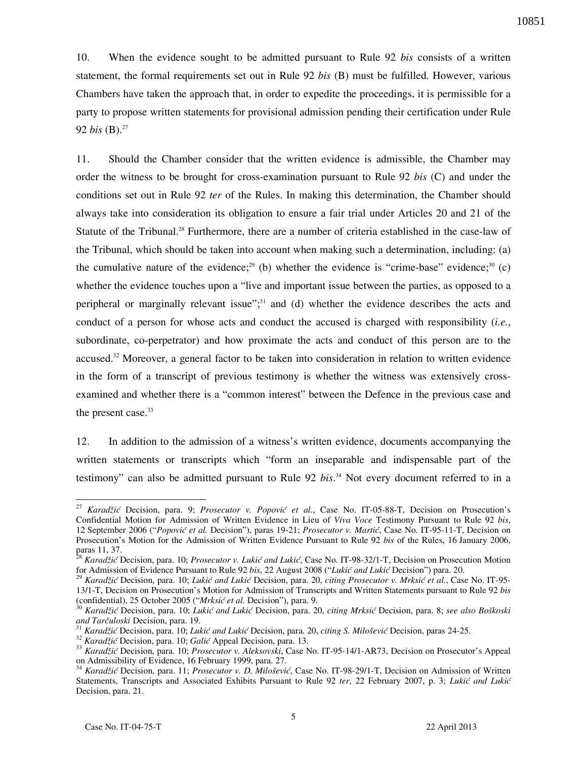10. When the evidence sought to be admitted pursuant to Rule 92 *bis* consists of a written statement, the formal requirements set out in Rule 92 *bis* (B) must be fulfilled. However, various Chambers have taken the approach that, in order to expedite the proceedings, it is permissible for a party to propose written statements for provisional admission pending their certification under Rule 92 *bis* (B).[27]

11. Should the Chamber consider that the written evidence is admissible, the Chamber may order the witness to be brought for cross-examination pursuant to Rule 92 *bis* (C) and under the conditions set out in Rule 92 *ter* of the Rules. In making this determination, the Chamber should always take into consideration its obligation to ensure a fair trial under Articles 20 and 21 of the Statute of the Tribunal.[28] Furthermore, there are a number of criteria established in the case-law of the Tribunal, which should be taken into account when making such a determination, including: (a) the cumulative nature of the evidence;[29] (b) whether the evidence is "crime-base" evidence;[30] (c) whether the evidence touches upon a "live and important issue between the parties, as opposed to a peripheral or marginally relevant issue";[31] and (d) whether the evidence describes the acts and conduct of a person for whose acts and conduct the accused is charged with responsibility (*i.e.*, subordinate, co-perpetrator) and how proximate the acts and conduct of this person are to the accused.[32] Moreover, a general factor to be taken into consideration in relation to written evidence in the form of a transcript of previous testimony is whether the witness was extensively cross-examined and whether there is a "common interest" between the Defence in the previous case and the present case.[33]

12. In addition to the admission of a witness's written evidence, documents accompanying the written statements or transcripts which "form an inseparable and indispensable part of the testimony" can also be admitted pursuant to Rule 92 *bis*.[34] Not every document referred to in a

---

[27] *Karadžić* Decision, para. 9; *Prosecutor v. Popović et al.*, Case No. IT-05-88-T, Decision on Prosecution's Confidential Motion for Admission of Written Evidence in Lieu of *Viva Voce* Testimony Pursuant to Rule 92 *bis*, 12 September 2006 ("*Popović et al.* Decision"), paras 19-21; *Prosecutor v. Martić*, Case No. IT-95-11-T, Decision on Prosecution's Motion for the Admission of Written Evidence Pursuant to Rule 92 *bis* of the Rules, 16 January 2006, paras 11, 37.

[28] *Karadžić* Decision, para. 10; *Prosecutor v. Lukić and Lukić*, Case No. IT-98-32/1-T, Decision on Prosecution Motion for Admission of Evidence Pursuant to Rule 92 *bis*, 22 August 2008 ("*Lukić and Lukić* Decision") para. 20.

[29] *Karadžić* Decision, para. 10; *Lukić and Lukić* Decision, para. 20, *citing Prosecutor v. Mrksić et al.*, Case No. IT-95-13/1-T, Decision on Prosecution's Motion for Admission of Transcripts and Written Statements pursuant to Rule 92 *bis* (confidential), 25 October 2005 ("*Mrksić et al.* Decision"), para. 9.

[30] *Karadžić* Decision, para. 10; *Lukić and Lukić* Decision, para. 20, *citing Mrksić* Decision, para. 8; *see also Boškoski and Tarčuloski* Decision, para. 19.

[31] *Karadžić* Decision, para. 10; *Lukić and Lukić* Decision, para. 20, *citing S. Milošević* Decision, paras 24-25.

[32] *Karadžić* Decision, para. 10; *Galić* Appeal Decision, para. 13.

[33] *Karadžić* Decision, para. 10; *Prosecutor v. Aleksovski*, Case No. IT-95-14/1-AR73, Decision on Prosecutor's Appeal on Admissibility of Evidence, 16 February 1999, para. 27.

[34] *Karadžić* Decision, para. 11; *Prosecutor v. D. Milošević*, Case No. IT-98-29/1-T, Decision on Admission of Written Statements, Transcripts and Associated Exhibits Pursuant to Rule 92 *ter*, 22 February 2007, p. 3; *Lukić and Lukić* Decision, para. 21.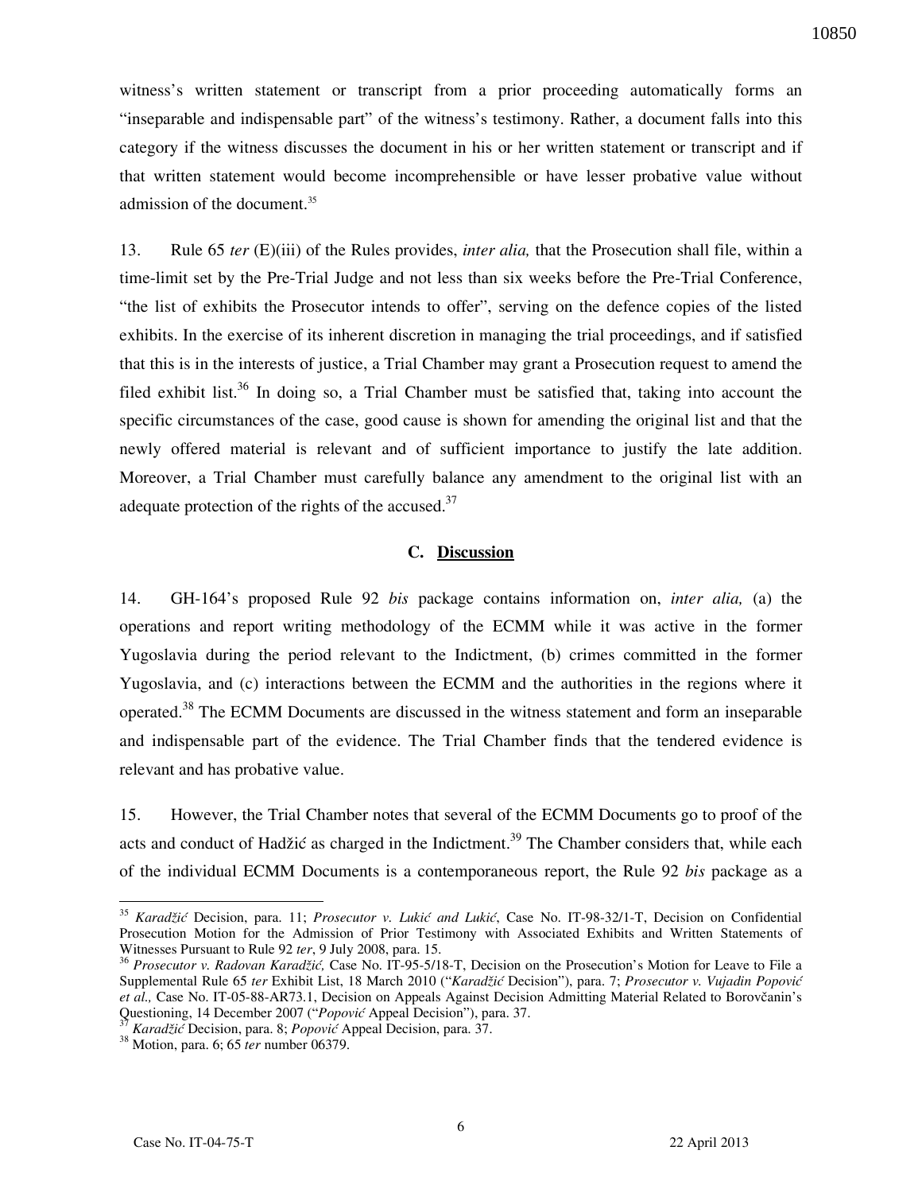witness's written statement or transcript from a prior proceeding automatically forms an "inseparable and indispensable part" of the witness's testimony. Rather, a document falls into this category if the witness discusses the document in his or her written statement or transcript and if that written statement would become incomprehensible or have lesser probative value without admission of the document.[35]

13. Rule 65 *ter* (E)(iii) of the Rules provides, *inter alia,* that the Prosecution shall file, within a time-limit set by the Pre-Trial Judge and not less than six weeks before the Pre-Trial Conference, "the list of exhibits the Prosecutor intends to offer", serving on the defence copies of the listed exhibits. In the exercise of its inherent discretion in managing the trial proceedings, and if satisfied that this is in the interests of justice, a Trial Chamber may grant a Prosecution request to amend the filed exhibit list.[36] In doing so, a Trial Chamber must be satisfied that, taking into account the specific circumstances of the case, good cause is shown for amending the original list and that the newly offered material is relevant and of sufficient importance to justify the late addition. Moreover, a Trial Chamber must carefully balance any amendment to the original list with an adequate protection of the rights of the accused.[37]

### C. Discussion

14. GH-164's proposed Rule 92 *bis* package contains information on, *inter alia,* (a) the operations and report writing methodology of the ECMM while it was active in the former Yugoslavia during the period relevant to the Indictment, (b) crimes committed in the former Yugoslavia, and (c) interactions between the ECMM and the authorities in the regions where it operated.[38] The ECMM Documents are discussed in the witness statement and form an inseparable and indispensable part of the evidence. The Trial Chamber finds that the tendered evidence is relevant and has probative value.

15. However, the Trial Chamber notes that several of the ECMM Documents go to proof of the acts and conduct of Hadžić as charged in the Indictment.[39] The Chamber considers that, while each of the individual ECMM Documents is a contemporaneous report, the Rule 92 *bis* package as a

---

[35] *Karadžić* Decision, para. 11; *Prosecutor v. Lukić and Lukić*, Case No. IT-98-32/1-T, Decision on Confidential Prosecution Motion for the Admission of Prior Testimony with Associated Exhibits and Written Statements of Witnesses Pursuant to Rule 92 *ter*, 9 July 2008, para. 15.

[36] *Prosecutor v. Radovan Karadžić,* Case No. IT-95-5/18-T, Decision on the Prosecution's Motion for Leave to File a Supplemental Rule 65 *ter* Exhibit List, 18 March 2010 ("*Karadžić* Decision"), para. 7; *Prosecutor v. Vujadin Popović et al.,* Case No. IT-05-88-AR73.1, Decision on Appeals Against Decision Admitting Material Related to Borovčanin's Questioning, 14 December 2007 ("*Popović* Appeal Decision"), para. 37.

[37] *Karadžić* Decision, para. 8; *Popović* Appeal Decision, para. 37.

[38] Motion, para. 6; 65 *ter* number 06379.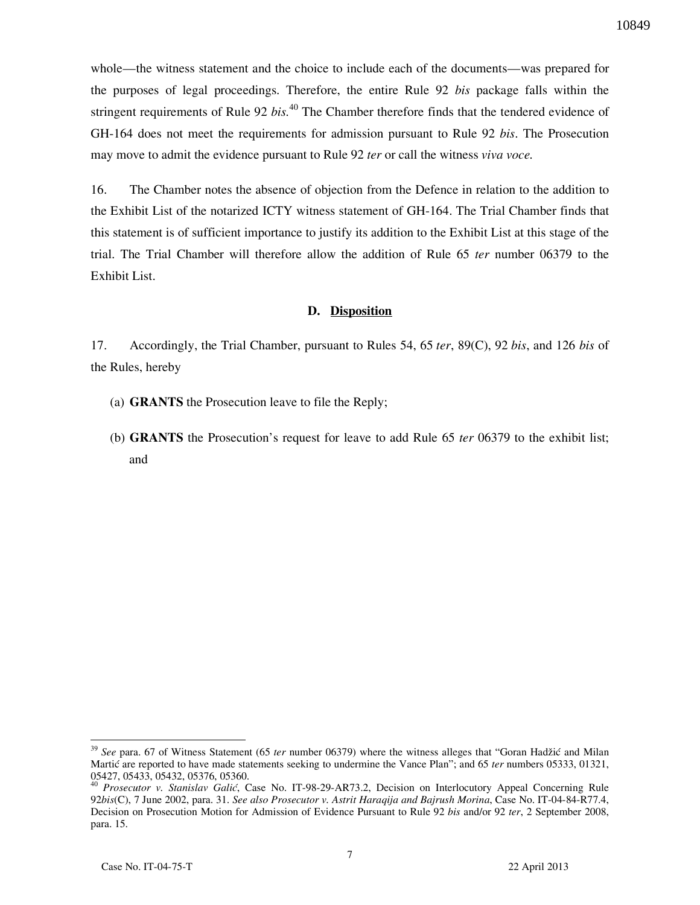whole—the witness statement and the choice to include each of the documents—was prepared for the purposes of legal proceedings. Therefore, the entire Rule 92 *bis* package falls within the stringent requirements of Rule 92 *bis*.[40] The Chamber therefore finds that the tendered evidence of GH-164 does not meet the requirements for admission pursuant to Rule 92 *bis*. The Prosecution may move to admit the evidence pursuant to Rule 92 *ter* or call the witness *viva voce.*

16. The Chamber notes the absence of objection from the Defence in relation to the addition to the Exhibit List of the notarized ICTY witness statement of GH-164. The Trial Chamber finds that this statement is of sufficient importance to justify its addition to the Exhibit List at this stage of the trial. The Trial Chamber will therefore allow the addition of Rule 65 *ter* number 06379 to the Exhibit List.

### D. Disposition

17. Accordingly, the Trial Chamber, pursuant to Rules 54, 65 *ter*, 89(C), 92 *bis*, and 126 *bis* of the Rules, hereby

(a) **GRANTS** the Prosecution leave to file the Reply;

(b) **GRANTS** the Prosecution's request for leave to add Rule 65 *ter* 06379 to the exhibit list; and

---

[39] *See* para. 67 of Witness Statement (65 *ter* number 06379) where the witness alleges that "Goran Hadžić and Milan Martić are reported to have made statements seeking to undermine the Vance Plan"; and 65 *ter* numbers 05333, 01321, 05427, 05433, 05432, 05376, 05360.

[40] *Prosecutor v. Stanislav Galić*, Case No. IT-98-29-AR73.2, Decision on Interlocutory Appeal Concerning Rule 92*bis*(C), 7 June 2002, para. 31. *See also Prosecutor v. Astrit Haraqija and Bajrush Morina*, Case No. IT-04-84-R77.4, Decision on Prosecution Motion for Admission of Evidence Pursuant to Rule 92 *bis* and/or 92 *ter*, 2 September 2008, para. 15.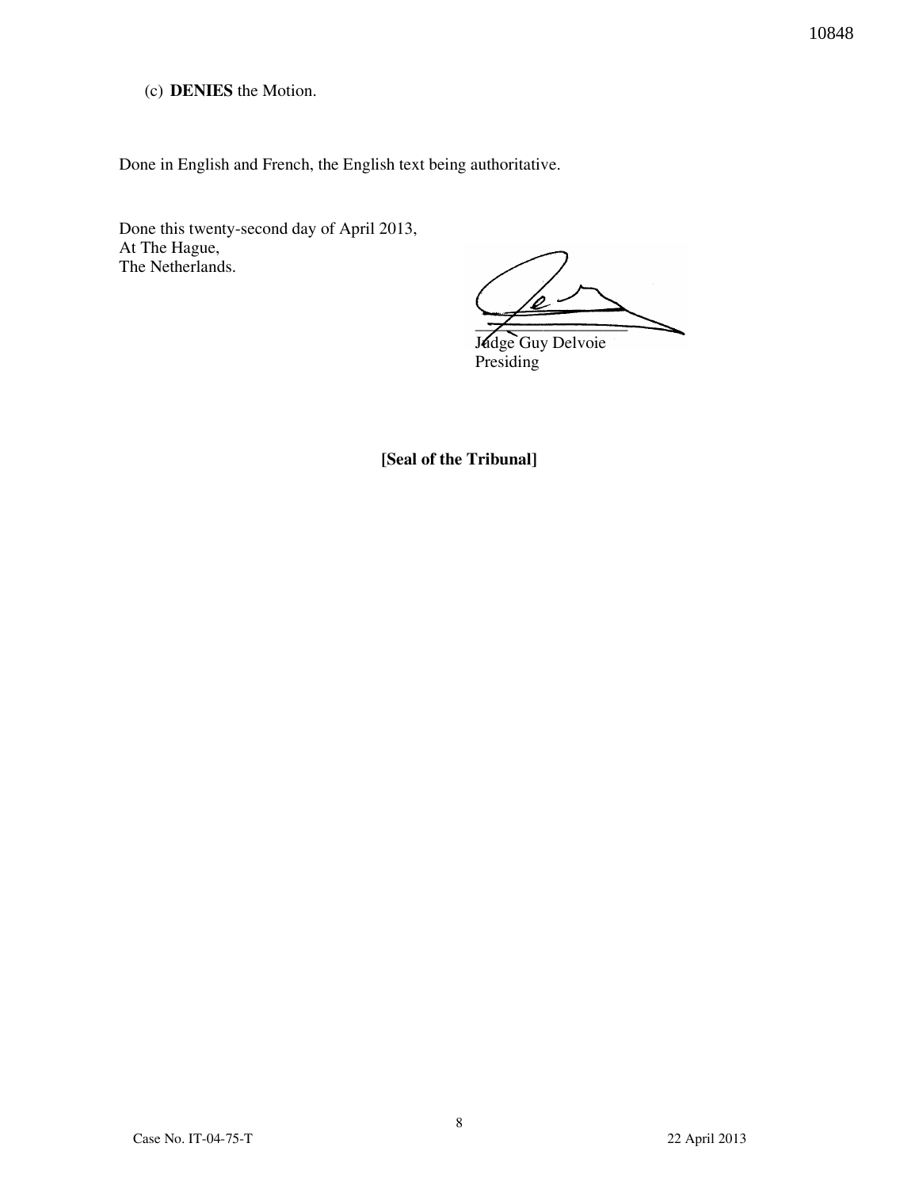(c) **DENIES** the Motion.

Done in English and French, the English text being authoritative.

Done this twenty-second day of April 2013,
At The Hague,
The Netherlands.

Judge Guy Delvoie
Presiding

**[Seal of the Tribunal]**